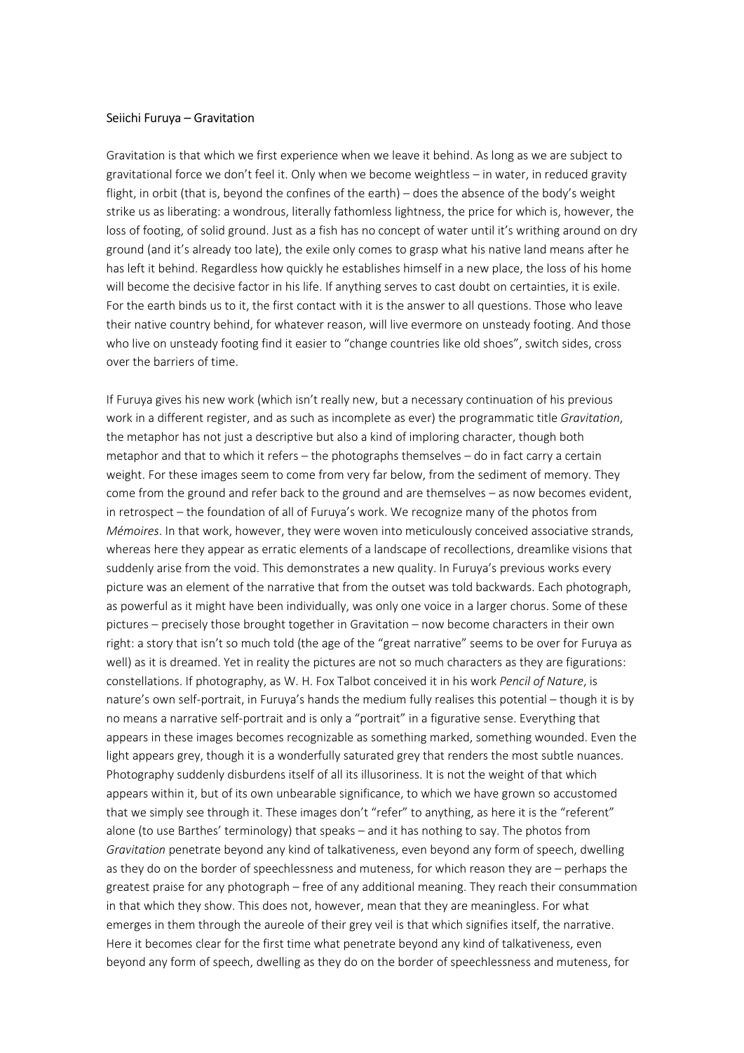Seiichi Furuya – Gravitation

Gravitation is that which we first experience when we leave it behind. As long as we are subject to gravitational force we don't feel it. Only when we become weightless – in water, in reduced gravity flight, in orbit (that is, beyond the confines of the earth) – does the absence of the body's weight strike us as liberating: a wondrous, literally fathomless lightness, the price for which is, however, the loss of footing, of solid ground. Just as a fish has no concept of water until it's writhing around on dry ground (and it's already too late), the exile only comes to grasp what his native land means after he has left it behind. Regardless how quickly he establishes himself in a new place, the loss of his home will become the decisive factor in his life. If anything serves to cast doubt on certainties, it is exile. For the earth binds us to it, the first contact with it is the answer to all questions. Those who leave their native country behind, for whatever reason, will live evermore on unsteady footing. And those who live on unsteady footing find it easier to "change countries like old shoes", switch sides, cross over the barriers of time.

If Furuya gives his new work (which isn't really new, but a necessary continuation of his previous work in a different register, and as such as incomplete as ever) the programmatic title *Gravitation*, the metaphor has not just a descriptive but also a kind of imploring character, though both metaphor and that to which it refers – the photographs themselves – do in fact carry a certain weight. For these images seem to come from very far below, from the sediment of memory. They come from the ground and refer back to the ground and are themselves – as now becomes evident, in retrospect – the foundation of all of Furuya's work. We recognize many of the photos from *Mémoires*. In that work, however, they were woven into meticulously conceived associative strands, whereas here they appear as erratic elements of a landscape of recollections, dreamlike visions that suddenly arise from the void. This demonstrates a new quality. In Furuya's previous works every picture was an element of the narrative that from the outset was told backwards. Each photograph, as powerful as it might have been individually, was only one voice in a larger chorus. Some of these pictures – precisely those brought together in Gravitation – now become characters in their own right: a story that isn't so much told (the age of the "great narrative" seems to be over for Furuya as well) as it is dreamed. Yet in reality the pictures are not so much characters as they are figurations: constellations. If photography, as W. H. Fox Talbot conceived it in his work *Pencil of Nature*, is nature's own self-portrait, in Furuya's hands the medium fully realises this potential – though it is by no means a narrative self-portrait and is only a "portrait" in a figurative sense. Everything that appears in these images becomes recognizable as something marked, something wounded. Even the light appears grey, though it is a wonderfully saturated grey that renders the most subtle nuances. Photography suddenly disburdens itself of all its illusoriness. It is not the weight of that which appears within it, but of its own unbearable significance, to which we have grown so accustomed that we simply see through it. These images don't "refer" to anything, as here it is the "referent" alone (to use Barthes' terminology) that speaks – and it has nothing to say. The photos from *Gravitation* penetrate beyond any kind of talkativeness, even beyond any form of speech, dwelling as they do on the border of speechlessness and muteness, for which reason they are – perhaps the greatest praise for any photograph – free of any additional meaning. They reach their consummation in that which they show. This does not, however, mean that they are meaningless. For what emerges in them through the aureole of their grey veil is that which signifies itself, the narrative. Here it becomes clear for the first time what penetrate beyond any kind of talkativeness, even beyond any form of speech, dwelling as they do on the border of speechlessness and muteness, for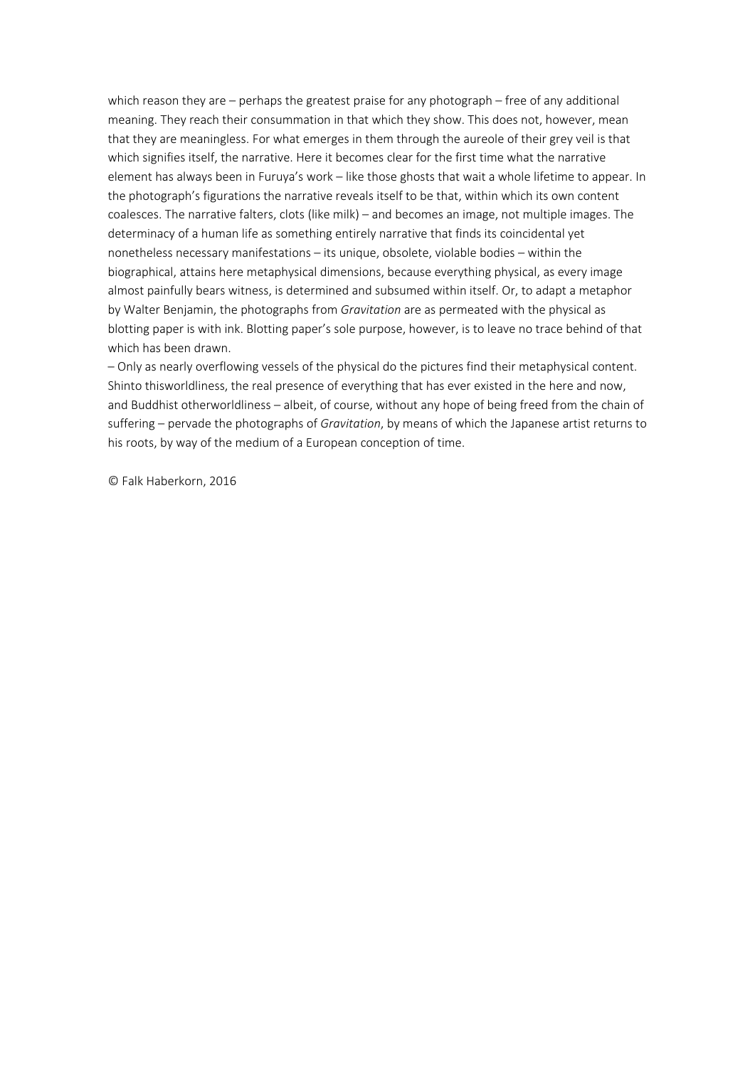which reason they are – perhaps the greatest praise for any photograph – free of any additional meaning. They reach their consummation in that which they show. This does not, however, mean that they are meaningless. For what emerges in them through the aureole of their grey veil is that which signifies itself, the narrative. Here it becomes clear for the first time what the narrative element has always been in Furuya's work – like those ghosts that wait a whole lifetime to appear. In the photograph's figurations the narrative reveals itself to be that, within which its own content coalesces. The narrative falters, clots (like milk) – and becomes an image, not multiple images. The determinacy of a human life as something entirely narrative that finds its coincidental yet nonetheless necessary manifestations – its unique, obsolete, violable bodies – within the biographical, attains here metaphysical dimensions, because everything physical, as every image almost painfully bears witness, is determined and subsumed within itself. Or, to adapt a metaphor by Walter Benjamin, the photographs from *Gravitation* are as permeated with the physical as blotting paper is with ink. Blotting paper's sole purpose, however, is to leave no trace behind of that which has been drawn.

– Only as nearly overflowing vessels of the physical do the pictures find their metaphysical content. Shinto thisworldliness, the real presence of everything that has ever existed in the here and now, and Buddhist otherworldliness – albeit, of course, without any hope of being freed from the chain of suffering – pervade the photographs of *Gravitation*, by means of which the Japanese artist returns to his roots, by way of the medium of a European conception of time.

© Falk Haberkorn, 2016